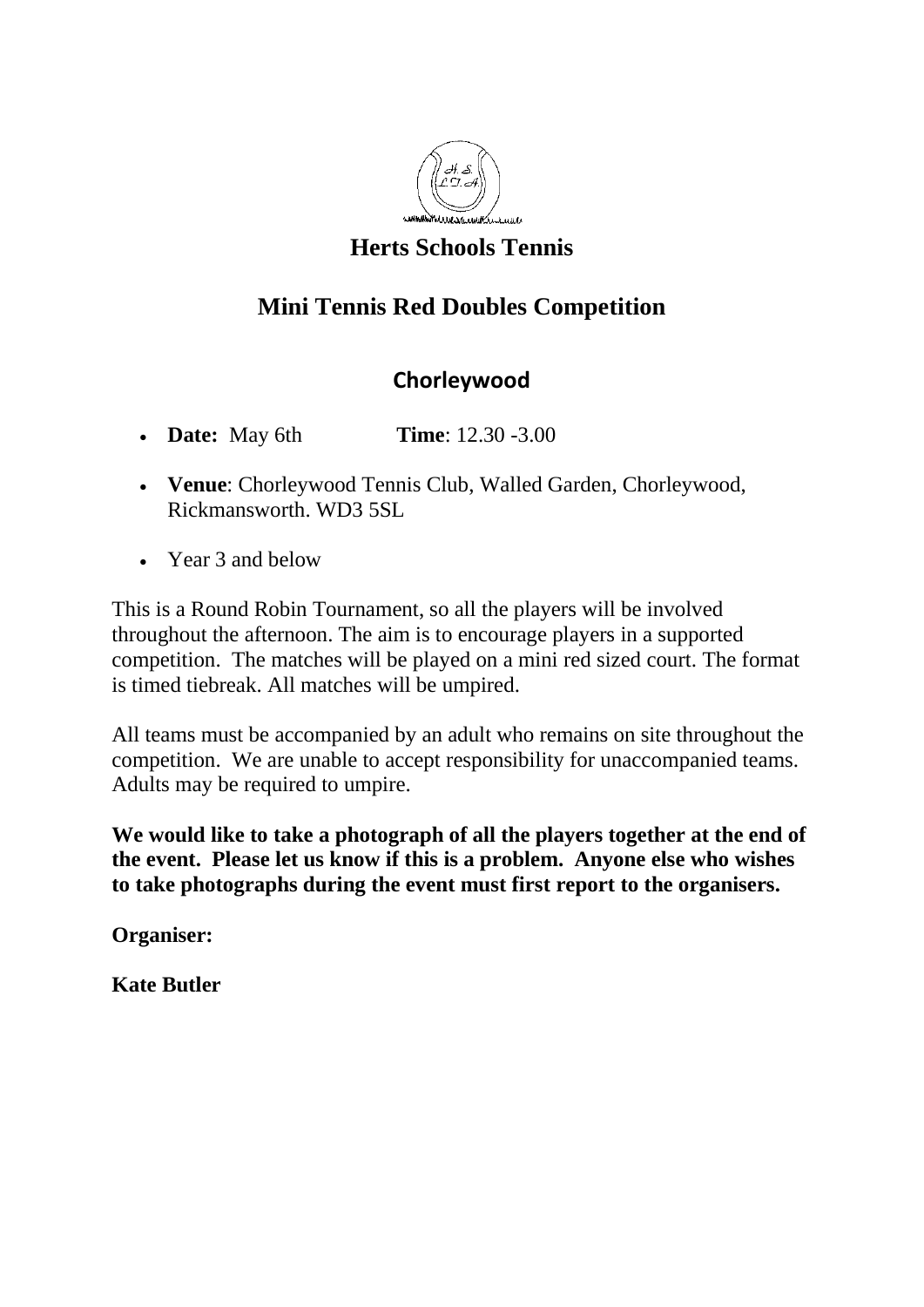# Herts Schools Tennis

## Mini Tennis Red Doubles Competition

### Chorleywood

- **Date:** May 6th **Time**: 12.30 -3.00
- **Venue**: Chorleywood Tennis Club, Walled Garden, Chorleywood, Rickmansworth. WD3 5SL
- Year 3 and below

This is a Round Robin Tournament, so all the players will be involved throughout the afternoon. The aim is to encourage players in a supported competition. The matches will be played on a mini red sized court. The format is timed tiebreak. All matches will be umpired.

All teams must be accompanied by an adult who remains on site throughout the competition. We are unable to accept responsibility for unaccompanied teams. Adults may be required to umpire.

**We would like to take a photograph of all the players together at the end of the event. Please let us know if this is a problem. Anyone else who wishes to take photographs during the event must first report to the organisers.**

**Organiser:**

**Kate Butler**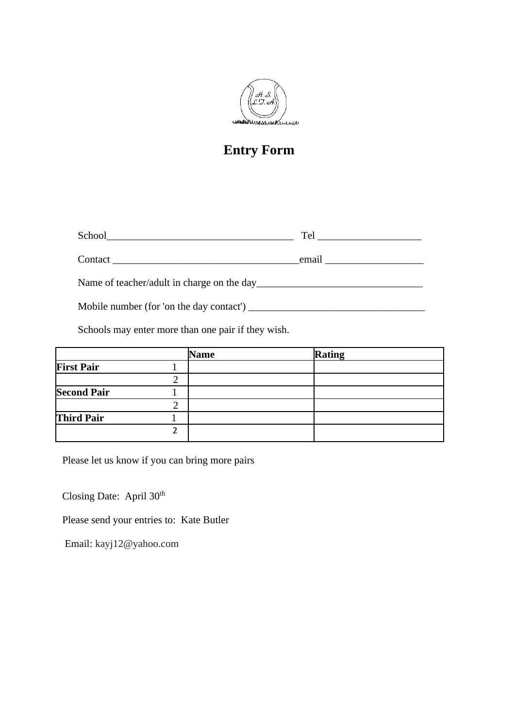# Entry Form

School_____________________________________ Tel ____________________

Contact ____________________________________email ___________________

Name of teacher/adult in charge on the day________________________________

Mobile number (for 'on the day contact') __________________________________

Schools may enter more than one pair if they wish.

| | | Name | Rating |
|---|---|---|---|
| **First Pair** | 1 | | |
| | 2 | | |
| **Second Pair** | 1 | | |
| | 2 | | |
| **Third Pair** | 1 | | |
| | 2 | | |

Please let us know if you can bring more pairs

Closing Date: April 30th

Please send your entries to: Kate Butler

Email: kayj12@yahoo.com